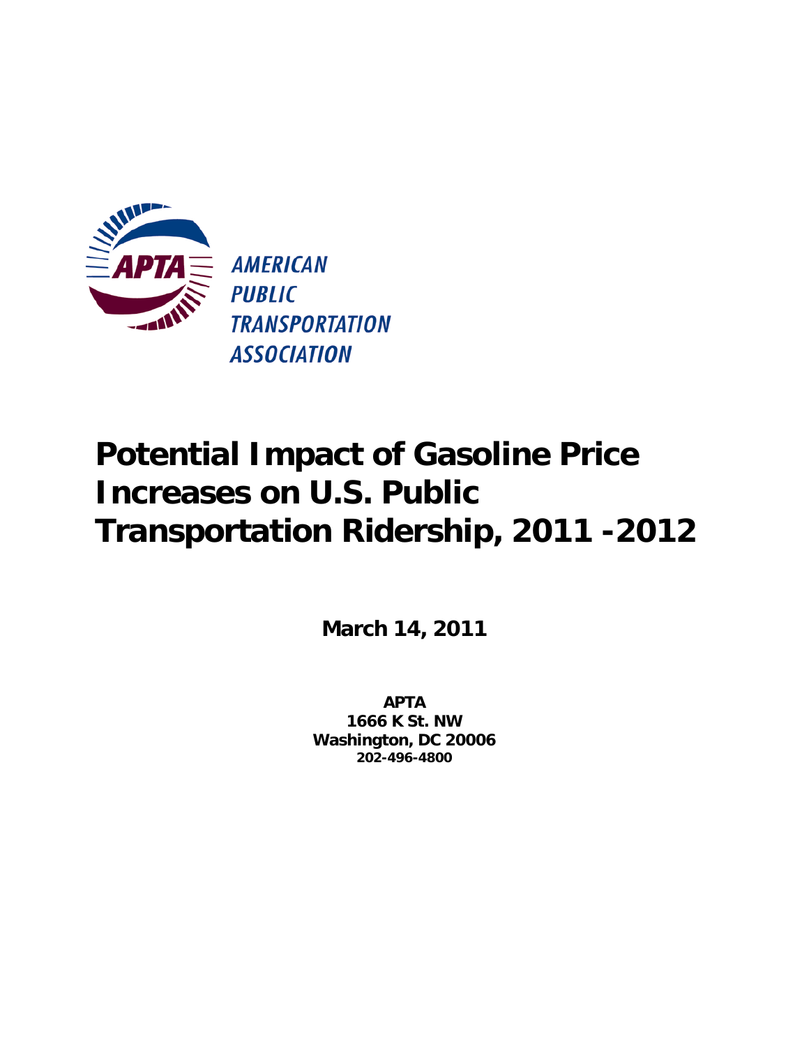APTA

AMERICAN
PUBLIC
TRANSPORTATION
ASSOCIATION

# Potential Impact of Gasoline Price Increases on U.S. Public Transportation Ridership, 2011 -2012

**March 14, 2011**

**APTA**
**1666 K St. NW**
**Washington, DC 20006**
**202-496-4800**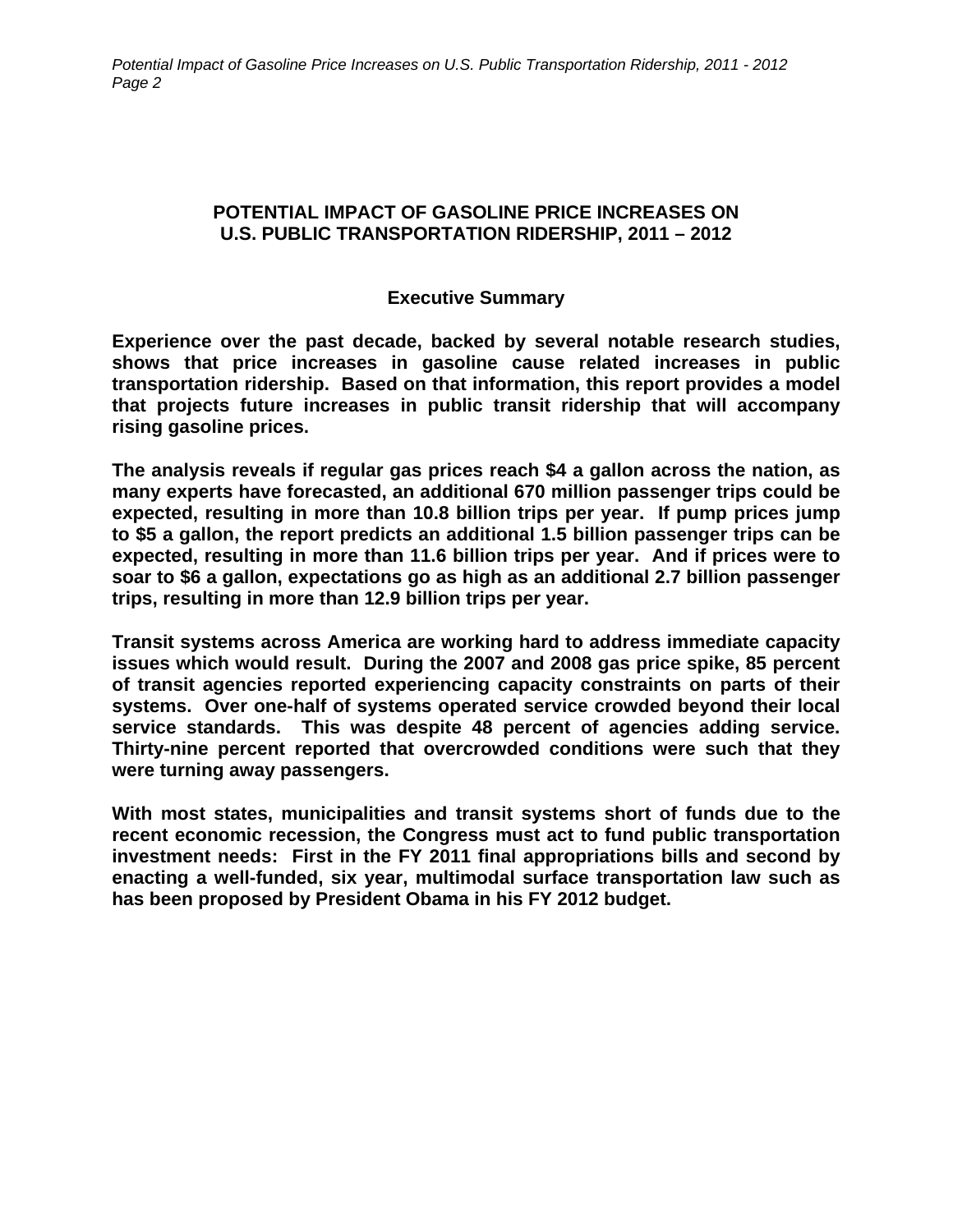# POTENTIAL IMPACT OF GASOLINE PRICE INCREASES ON U.S. PUBLIC TRANSPORTATION RIDERSHIP, 2011 – 2012

## Executive Summary

**Experience over the past decade, backed by several notable research studies, shows that price increases in gasoline cause related increases in public transportation ridership. Based on that information, this report provides a model that projects future increases in public transit ridership that will accompany rising gasoline prices.**

**The analysis reveals if regular gas prices reach $4 a gallon across the nation, as many experts have forecasted, an additional 670 million passenger trips could be expected, resulting in more than 10.8 billion trips per year. If pump prices jump to $5 a gallon, the report predicts an additional 1.5 billion passenger trips can be expected, resulting in more than 11.6 billion trips per year. And if prices were to soar to $6 a gallon, expectations go as high as an additional 2.7 billion passenger trips, resulting in more than 12.9 billion trips per year.**

**Transit systems across America are working hard to address immediate capacity issues which would result. During the 2007 and 2008 gas price spike, 85 percent of transit agencies reported experiencing capacity constraints on parts of their systems. Over one-half of systems operated service crowded beyond their local service standards. This was despite 48 percent of agencies adding service. Thirty-nine percent reported that overcrowded conditions were such that they were turning away passengers.**

**With most states, municipalities and transit systems short of funds due to the recent economic recession, the Congress must act to fund public transportation investment needs: First in the FY 2011 final appropriations bills and second by enacting a well-funded, six year, multimodal surface transportation law such as has been proposed by President Obama in his FY 2012 budget.**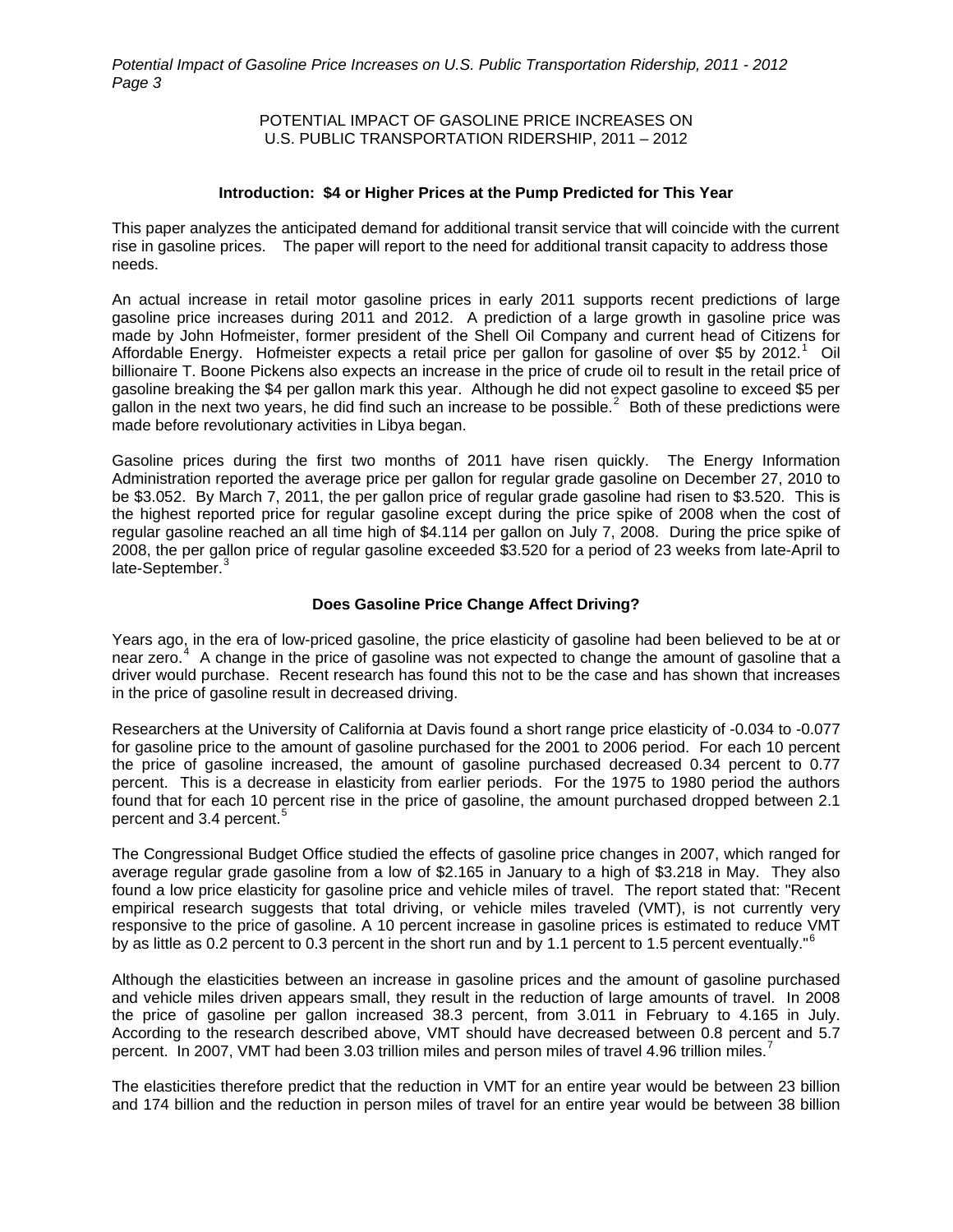POTENTIAL IMPACT OF GASOLINE PRICE INCREASES ON U.S. PUBLIC TRANSPORTATION RIDERSHIP, 2011 – 2012

## Introduction: $4 or Higher Prices at the Pump Predicted for This Year

This paper analyzes the anticipated demand for additional transit service that will coincide with the current rise in gasoline prices. The paper will report to the need for additional transit capacity to address those needs.

An actual increase in retail motor gasoline prices in early 2011 supports recent predictions of large gasoline price increases during 2011 and 2012. A prediction of a large growth in gasoline price was made by John Hofmeister, former president of the Shell Oil Company and current head of Citizens for Affordable Energy. Hofmeister expects a retail price per gallon for gasoline of over $5 by 2012.[1] Oil billionaire T. Boone Pickens also expects an increase in the price of crude oil to result in the retail price of gasoline breaking the $4 per gallon mark this year. Although he did not expect gasoline to exceed $5 per gallon in the next two years, he did find such an increase to be possible.[2] Both of these predictions were made before revolutionary activities in Libya began.

Gasoline prices during the first two months of 2011 have risen quickly. The Energy Information Administration reported the average price per gallon for regular grade gasoline on December 27, 2010 to be $3.052. By March 7, 2011, the per gallon price of regular grade gasoline had risen to $3.520. This is the highest reported price for regular gasoline except during the price spike of 2008 when the cost of regular gasoline reached an all time high of $4.114 per gallon on July 7, 2008. During the price spike of 2008, the per gallon price of regular gasoline exceeded $3.520 for a period of 23 weeks from late-April to late-September.[3]

## Does Gasoline Price Change Affect Driving?

Years ago, in the era of low-priced gasoline, the price elasticity of gasoline had been believed to be at or near zero.[4] A change in the price of gasoline was not expected to change the amount of gasoline that a driver would purchase. Recent research has found this not to be the case and has shown that increases in the price of gasoline result in decreased driving.

Researchers at the University of California at Davis found a short range price elasticity of -0.034 to -0.077 for gasoline price to the amount of gasoline purchased for the 2001 to 2006 period. For each 10 percent the price of gasoline increased, the amount of gasoline purchased decreased 0.34 percent to 0.77 percent. This is a decrease in elasticity from earlier periods. For the 1975 to 1980 period the authors found that for each 10 percent rise in the price of gasoline, the amount purchased dropped between 2.1 percent and 3.4 percent.[5]

The Congressional Budget Office studied the effects of gasoline price changes in 2007, which ranged for average regular grade gasoline from a low of $2.165 in January to a high of $3.218 in May. They also found a low price elasticity for gasoline price and vehicle miles of travel. The report stated that: "Recent empirical research suggests that total driving, or vehicle miles traveled (VMT), is not currently very responsive to the price of gasoline. A 10 percent increase in gasoline prices is estimated to reduce VMT by as little as 0.2 percent to 0.3 percent in the short run and by 1.1 percent to 1.5 percent eventually."[6]

Although the elasticities between an increase in gasoline prices and the amount of gasoline purchased and vehicle miles driven appears small, they result in the reduction of large amounts of travel. In 2008 the price of gasoline per gallon increased 38.3 percent, from 3.011 in February to 4.165 in July. According to the research described above, VMT should have decreased between 0.8 percent and 5.7 percent. In 2007, VMT had been 3.03 trillion miles and person miles of travel 4.96 trillion miles.[7]

The elasticities therefore predict that the reduction in VMT for an entire year would be between 23 billion and 174 billion and the reduction in person miles of travel for an entire year would be between 38 billion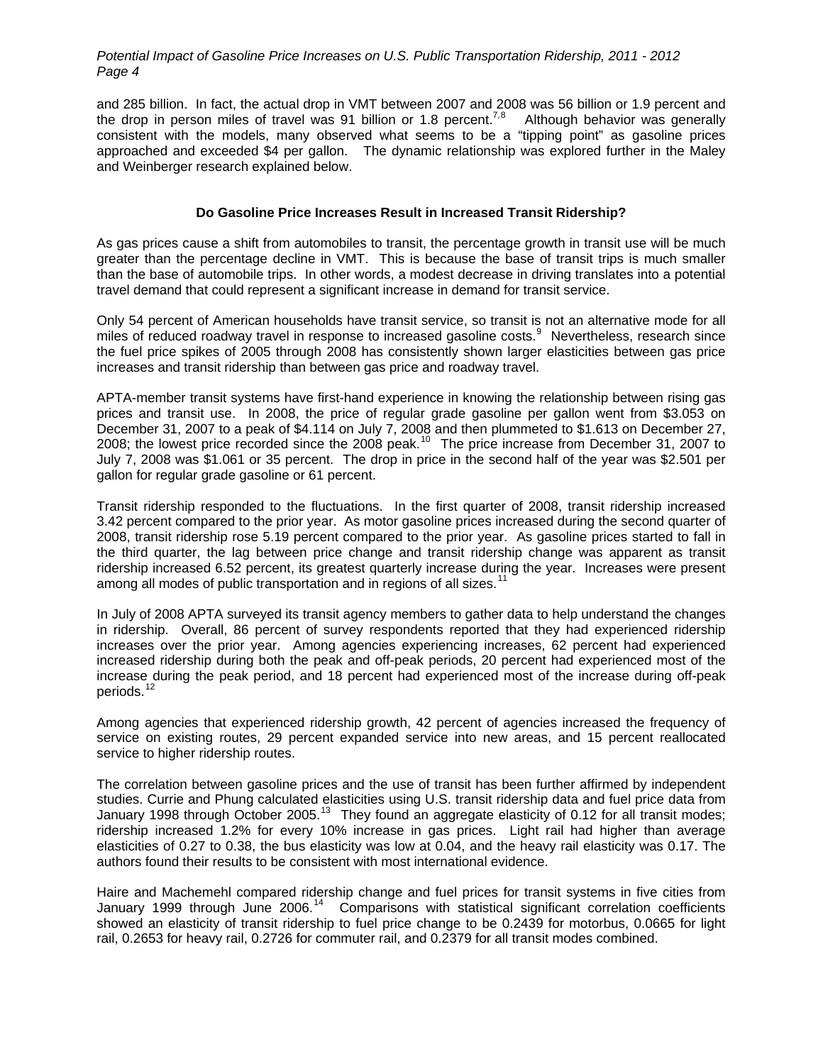and 285 billion. In fact, the actual drop in VMT between 2007 and 2008 was 56 billion or 1.9 percent and the drop in person miles of travel was 91 billion or 1.8 percent.[7,8] Although behavior was generally consistent with the models, many observed what seems to be a "tipping point" as gasoline prices approached and exceeded $4 per gallon. The dynamic relationship was explored further in the Maley and Weinberger research explained below.

### Do Gasoline Price Increases Result in Increased Transit Ridership?

As gas prices cause a shift from automobiles to transit, the percentage growth in transit use will be much greater than the percentage decline in VMT. This is because the base of transit trips is much smaller than the base of automobile trips. In other words, a modest decrease in driving translates into a potential travel demand that could represent a significant increase in demand for transit service.

Only 54 percent of American households have transit service, so transit is not an alternative mode for all miles of reduced roadway travel in response to increased gasoline costs.[9] Nevertheless, research since the fuel price spikes of 2005 through 2008 has consistently shown larger elasticities between gas price increases and transit ridership than between gas price and roadway travel.

APTA-member transit systems have first-hand experience in knowing the relationship between rising gas prices and transit use. In 2008, the price of regular grade gasoline per gallon went from $3.053 on December 31, 2007 to a peak of $4.114 on July 7, 2008 and then plummeted to $1.613 on December 27, 2008; the lowest price recorded since the 2008 peak.[10] The price increase from December 31, 2007 to July 7, 2008 was $1.061 or 35 percent. The drop in price in the second half of the year was $2.501 per gallon for regular grade gasoline or 61 percent.

Transit ridership responded to the fluctuations. In the first quarter of 2008, transit ridership increased 3.42 percent compared to the prior year. As motor gasoline prices increased during the second quarter of 2008, transit ridership rose 5.19 percent compared to the prior year. As gasoline prices started to fall in the third quarter, the lag between price change and transit ridership change was apparent as transit ridership increased 6.52 percent, its greatest quarterly increase during the year. Increases were present among all modes of public transportation and in regions of all sizes.[11]

In July of 2008 APTA surveyed its transit agency members to gather data to help understand the changes in ridership. Overall, 86 percent of survey respondents reported that they had experienced ridership increases over the prior year. Among agencies experiencing increases, 62 percent had experienced increased ridership during both the peak and off-peak periods, 20 percent had experienced most of the increase during the peak period, and 18 percent had experienced most of the increase during off-peak periods.[12]

Among agencies that experienced ridership growth, 42 percent of agencies increased the frequency of service on existing routes, 29 percent expanded service into new areas, and 15 percent reallocated service to higher ridership routes.

The correlation between gasoline prices and the use of transit has been further affirmed by independent studies. Currie and Phung calculated elasticities using U.S. transit ridership data and fuel price data from January 1998 through October 2005.[13] They found an aggregate elasticity of 0.12 for all transit modes; ridership increased 1.2% for every 10% increase in gas prices. Light rail had higher than average elasticities of 0.27 to 0.38, the bus elasticity was low at 0.04, and the heavy rail elasticity was 0.17. The authors found their results to be consistent with most international evidence.

Haire and Machemehl compared ridership change and fuel prices for transit systems in five cities from January 1999 through June 2006.[14] Comparisons with statistical significant correlation coefficients showed an elasticity of transit ridership to fuel price change to be 0.2439 for motorbus, 0.0665 for light rail, 0.2653 for heavy rail, 0.2726 for commuter rail, and 0.2379 for all transit modes combined.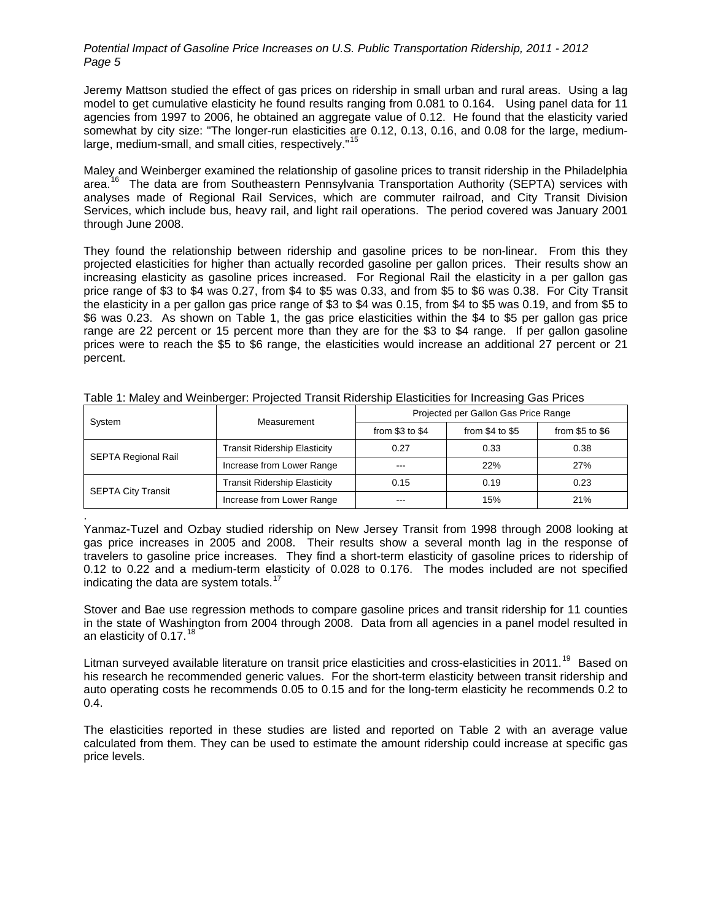Jeremy Mattson studied the effect of gas prices on ridership in small urban and rural areas. Using a lag model to get cumulative elasticity he found results ranging from 0.081 to 0.164. Using panel data for 11 agencies from 1997 to 2006, he obtained an aggregate value of 0.12. He found that the elasticity varied somewhat by city size: "The longer-run elasticities are 0.12, 0.13, 0.16, and 0.08 for the large, medium-large, medium-small, and small cities, respectively."[15]

Maley and Weinberger examined the relationship of gasoline prices to transit ridership in the Philadelphia area.[16] The data are from Southeastern Pennsylvania Transportation Authority (SEPTA) services with analyses made of Regional Rail Services, which are commuter railroad, and City Transit Division Services, which include bus, heavy rail, and light rail operations. The period covered was January 2001 through June 2008.

They found the relationship between ridership and gasoline prices to be non-linear. From this they projected elasticities for higher than actually recorded gasoline per gallon prices. Their results show an increasing elasticity as gasoline prices increased. For Regional Rail the elasticity in a per gallon gas price range of $3 to $4 was 0.27, from $4 to $5 was 0.33, and from $5 to $6 was 0.38. For City Transit the elasticity in a per gallon gas price range of $3 to $4 was 0.15, from $4 to $5 was 0.19, and from $5 to $6 was 0.23. As shown on Table 1, the gas price elasticities within the $4 to $5 per gallon gas price range are 22 percent or 15 percent more than they are for the $3 to $4 range. If per gallon gasoline prices were to reach the $5 to $6 range, the elasticities would increase an additional 27 percent or 21 percent.

Table 1: Maley and Weinberger: Projected Transit Ridership Elasticities for Increasing Gas Prices

| System | Measurement | Projected per Gallon Gas Price Range | | |
|---|---|---|---|---|
| | | from $3 to $4 | from $4 to $5 | from $5 to $6 |
| SEPTA Regional Rail | Transit Ridership Elasticity | 0.27 | 0.33 | 0.38 |
| | Increase from Lower Range | --- | 22% | 27% |
| SEPTA City Transit | Transit Ridership Elasticity | 0.15 | 0.19 | 0.23 |
| | Increase from Lower Range | --- | 15% | 21% |

Yanmaz-Tuzel and Ozbay studied ridership on New Jersey Transit from 1998 through 2008 looking at gas price increases in 2005 and 2008. Their results show a several month lag in the response of travelers to gasoline price increases. They find a short-term elasticity of gasoline prices to ridership of 0.12 to 0.22 and a medium-term elasticity of 0.028 to 0.176. The modes included are not specified indicating the data are system totals.[17]

Stover and Bae use regression methods to compare gasoline prices and transit ridership for 11 counties in the state of Washington from 2004 through 2008. Data from all agencies in a panel model resulted in an elasticity of 0.17.[18]

Litman surveyed available literature on transit price elasticities and cross-elasticities in 2011.[19] Based on his research he recommended generic values. For the short-term elasticity between transit ridership and auto operating costs he recommends 0.05 to 0.15 and for the long-term elasticity he recommends 0.2 to 0.4.

The elasticities reported in these studies are listed and reported on Table 2 with an average value calculated from them. They can be used to estimate the amount ridership could increase at specific gas price levels.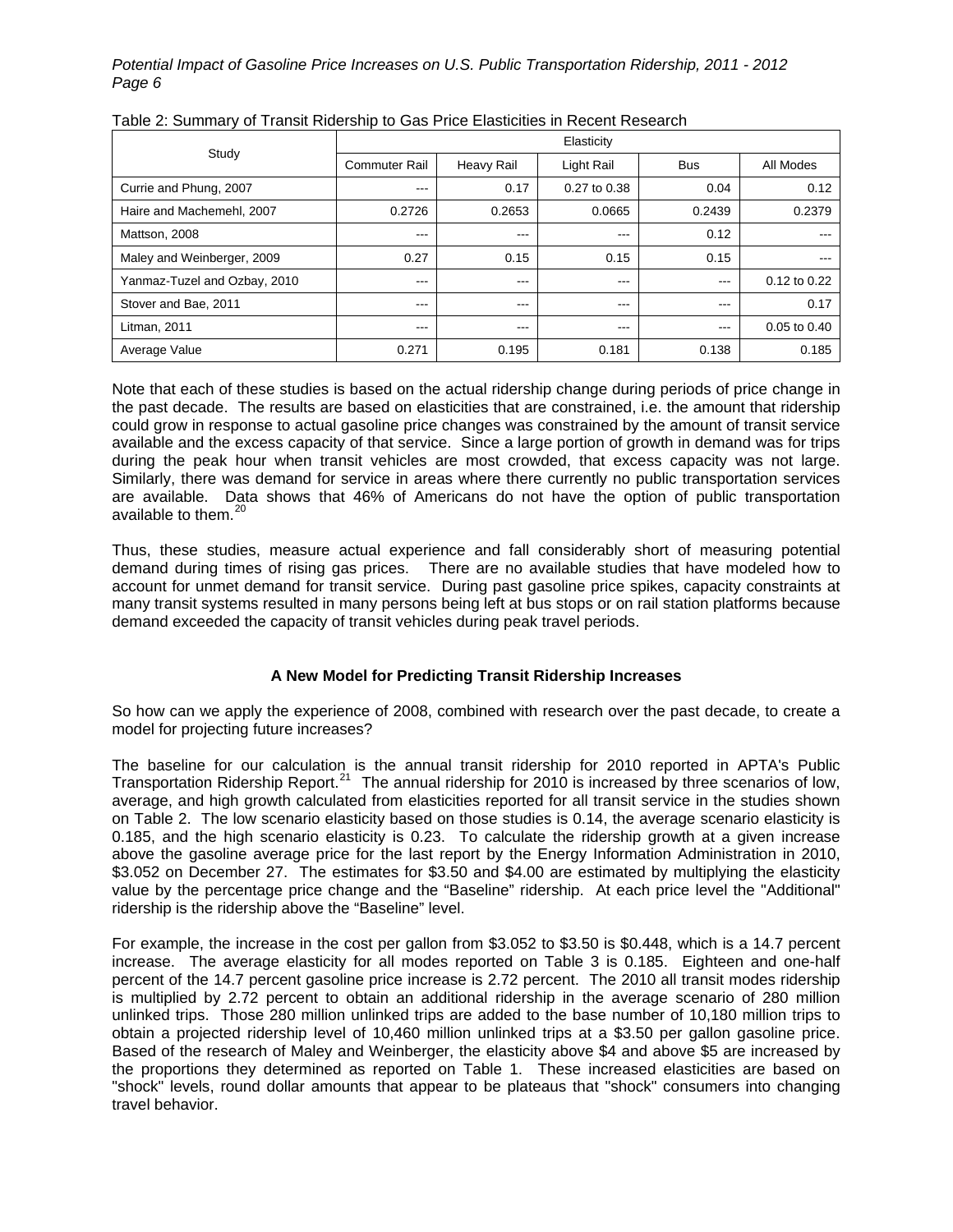Table 2: Summary of Transit Ridership to Gas Price Elasticities in Recent Research

| Study | Elasticity | | | | |
|---|---|---|---|---|---|
| | Commuter Rail | Heavy Rail | Light Rail | Bus | All Modes |
| Currie and Phung, 2007 | --- | 0.17 | 0.27 to 0.38 | 0.04 | 0.12 |
| Haire and Machemehl, 2007 | 0.2726 | 0.2653 | 0.0665 | 0.2439 | 0.2379 |
| Mattson, 2008 | --- | --- | --- | 0.12 | --- |
| Maley and Weinberger, 2009 | 0.27 | 0.15 | 0.15 | 0.15 | --- |
| Yanmaz-Tuzel and Ozbay, 2010 | --- | --- | --- | --- | 0.12 to 0.22 |
| Stover and Bae, 2011 | --- | --- | --- | --- | 0.17 |
| Litman, 2011 | --- | --- | --- | --- | 0.05 to 0.40 |
| Average Value | 0.271 | 0.195 | 0.181 | 0.138 | 0.185 |

Note that each of these studies is based on the actual ridership change during periods of price change in the past decade. The results are based on elasticities that are constrained, i.e. the amount that ridership could grow in response to actual gasoline price changes was constrained by the amount of transit service available and the excess capacity of that service. Since a large portion of growth in demand was for trips during the peak hour when transit vehicles are most crowded, that excess capacity was not large. Similarly, there was demand for service in areas where there currently no public transportation services are available. Data shows that 46% of Americans do not have the option of public transportation available to them.[20]

Thus, these studies, measure actual experience and fall considerably short of measuring potential demand during times of rising gas prices. There are no available studies that have modeled how to account for unmet demand for transit service. During past gasoline price spikes, capacity constraints at many transit systems resulted in many persons being left at bus stops or on rail station platforms because demand exceeded the capacity of transit vehicles during peak travel periods.

### A New Model for Predicting Transit Ridership Increases

So how can we apply the experience of 2008, combined with research over the past decade, to create a model for projecting future increases?

The baseline for our calculation is the annual transit ridership for 2010 reported in APTA's Public Transportation Ridership Report.[21] The annual ridership for 2010 is increased by three scenarios of low, average, and high growth calculated from elasticities reported for all transit service in the studies shown on Table 2. The low scenario elasticity based on those studies is 0.14, the average scenario elasticity is 0.185, and the high scenario elasticity is 0.23. To calculate the ridership growth at a given increase above the gasoline average price for the last report by the Energy Information Administration in 2010, \$3.052 on December 27. The estimates for \$3.50 and \$4.00 are estimated by multiplying the elasticity value by the percentage price change and the "Baseline" ridership. At each price level the "Additional" ridership is the ridership above the "Baseline" level.

For example, the increase in the cost per gallon from \$3.052 to \$3.50 is \$0.448, which is a 14.7 percent increase. The average elasticity for all modes reported on Table 3 is 0.185. Eighteen and one-half percent of the 14.7 percent gasoline price increase is 2.72 percent. The 2010 all transit modes ridership is multiplied by 2.72 percent to obtain an additional ridership in the average scenario of 280 million unlinked trips. Those 280 million unlinked trips are added to the base number of 10,180 million trips to obtain a projected ridership level of 10,460 million unlinked trips at a \$3.50 per gallon gasoline price. Based of the research of Maley and Weinberger, the elasticity above \$4 and above \$5 are increased by the proportions they determined as reported on Table 1. These increased elasticities are based on "shock" levels, round dollar amounts that appear to be plateaus that "shock" consumers into changing travel behavior.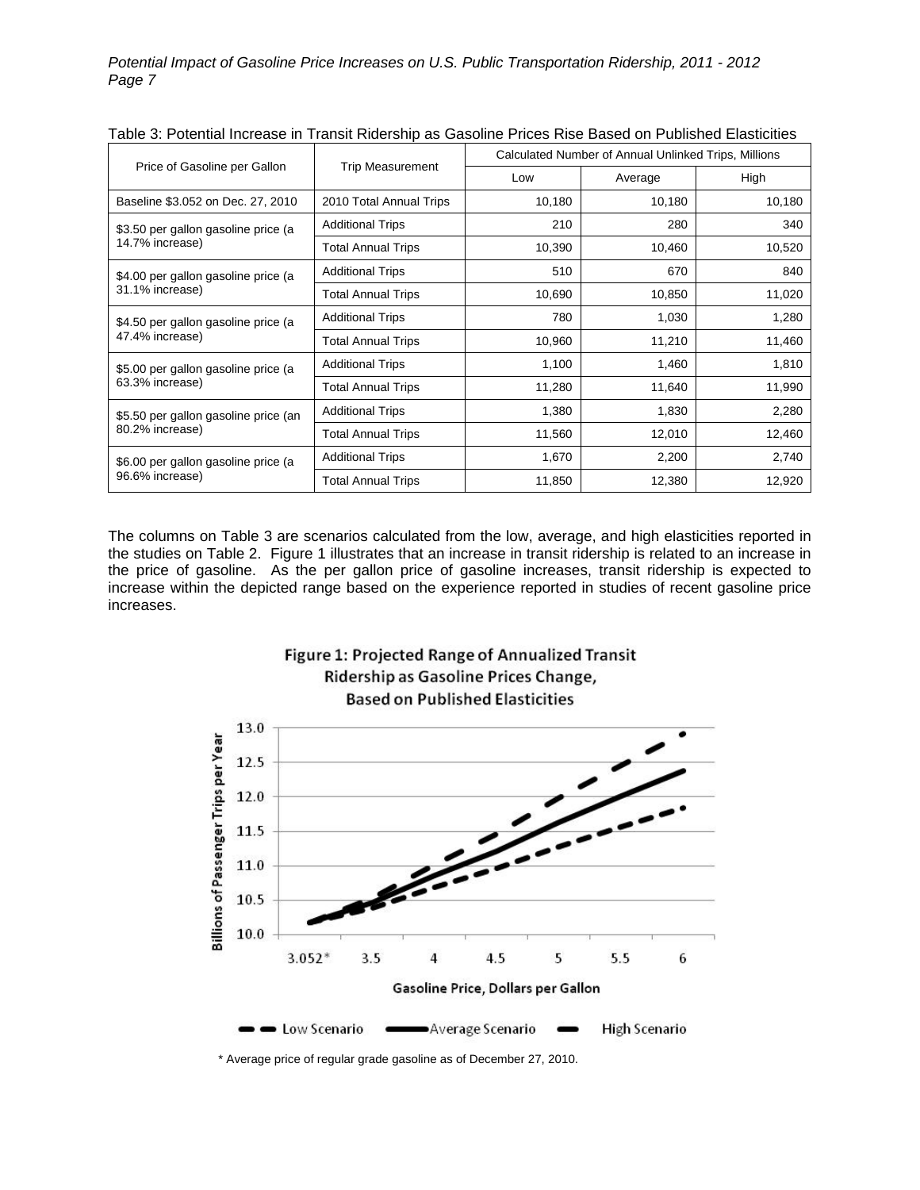Table 3: Potential Increase in Transit Ridership as Gasoline Prices Rise Based on Published Elasticities

| Price of Gasoline per Gallon | Trip Measurement | Calculated Number of Annual Unlinked Trips, Millions | | |
|---|---|---|---|---|
| | | Low | Average | High |
| Baseline $3.052 on Dec. 27, 2010 | 2010 Total Annual Trips | 10,180 | 10,180 | 10,180 |
| $3.50 per gallon gasoline price (a 14.7% increase) | Additional Trips | 210 | 280 | 340 |
| | Total Annual Trips | 10,390 | 10,460 | 10,520 |
| $4.00 per gallon gasoline price (a 31.1% increase) | Additional Trips | 510 | 670 | 840 |
| | Total Annual Trips | 10,690 | 10,850 | 11,020 |
| $4.50 per gallon gasoline price (a 47.4% increase) | Additional Trips | 780 | 1,030 | 1,280 |
| | Total Annual Trips | 10,960 | 11,210 | 11,460 |
| $5.00 per gallon gasoline price (a 63.3% increase) | Additional Trips | 1,100 | 1,460 | 1,810 |
| | Total Annual Trips | 11,280 | 11,640 | 11,990 |
| $5.50 per gallon gasoline price (an 80.2% increase) | Additional Trips | 1,380 | 1,830 | 2,280 |
| | Total Annual Trips | 11,560 | 12,010 | 12,460 |
| $6.00 per gallon gasoline price (a 96.6% increase) | Additional Trips | 1,670 | 2,200 | 2,740 |
| | Total Annual Trips | 11,850 | 12,380 | 12,920 |

The columns on Table 3 are scenarios calculated from the low, average, and high elasticities reported in the studies on Table 2. Figure 1 illustrates that an increase in transit ridership is related to an increase in the price of gasoline. As the per gallon price of gasoline increases, transit ridership is expected to increase within the depicted range based on the experience reported in studies of recent gasoline price increases.

**Figure 1: Projected Range of Annualized Transit Ridership as Gasoline Prices Change, Based on Published Elasticities**

\* Average price of regular grade gasoline as of December 27, 2010.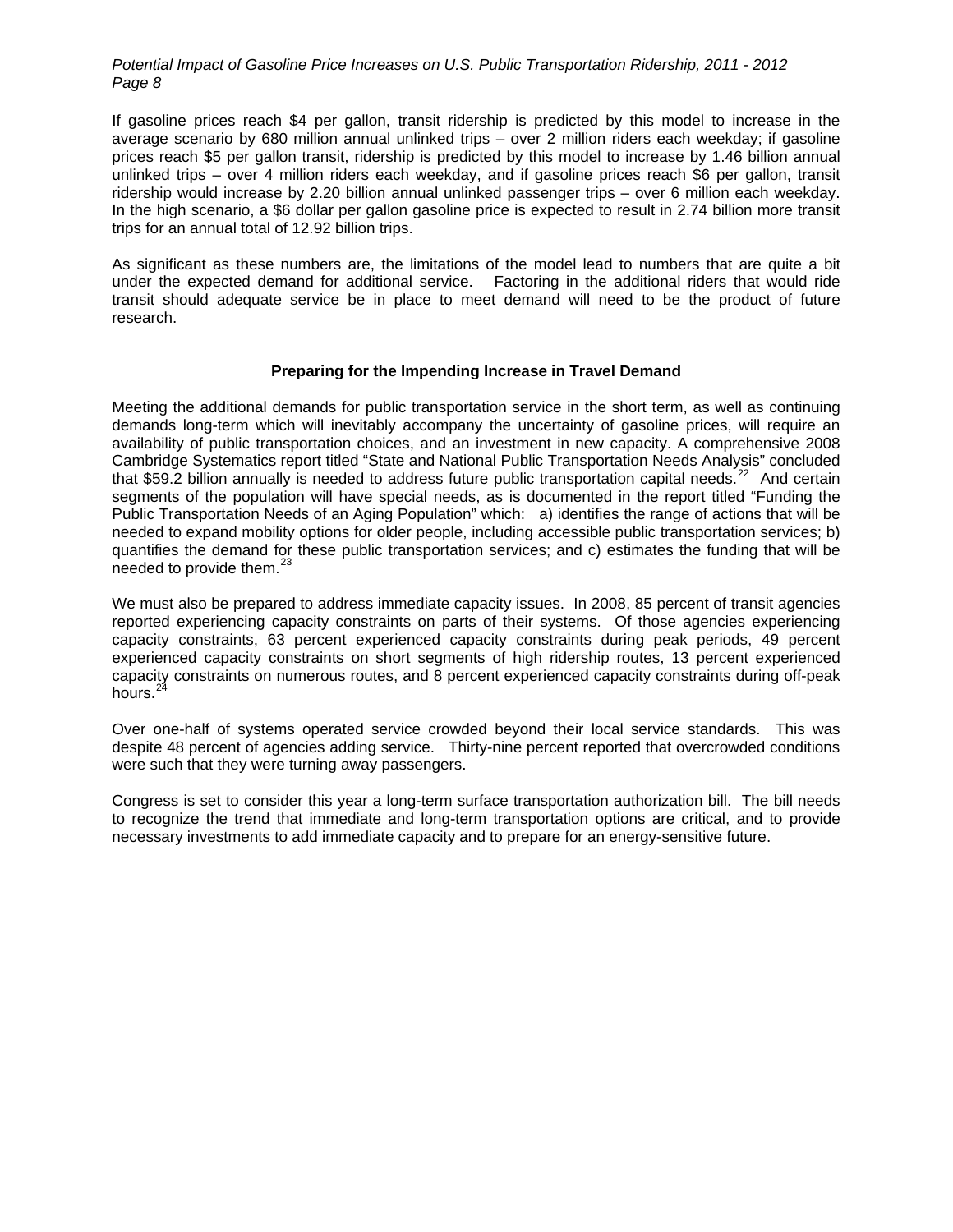If gasoline prices reach $4 per gallon, transit ridership is predicted by this model to increase in the average scenario by 680 million annual unlinked trips – over 2 million riders each weekday; if gasoline prices reach $5 per gallon transit, ridership is predicted by this model to increase by 1.46 billion annual unlinked trips – over 4 million riders each weekday, and if gasoline prices reach $6 per gallon, transit ridership would increase by 2.20 billion annual unlinked passenger trips – over 6 million each weekday. In the high scenario, a $6 dollar per gallon gasoline price is expected to result in 2.74 billion more transit trips for an annual total of 12.92 billion trips.

As significant as these numbers are, the limitations of the model lead to numbers that are quite a bit under the expected demand for additional service. Factoring in the additional riders that would ride transit should adequate service be in place to meet demand will need to be the product of future research.

## Preparing for the Impending Increase in Travel Demand

Meeting the additional demands for public transportation service in the short term, as well as continuing demands long-term which will inevitably accompany the uncertainty of gasoline prices, will require an availability of public transportation choices, and an investment in new capacity. A comprehensive 2008 Cambridge Systematics report titled "State and National Public Transportation Needs Analysis" concluded that $59.2 billion annually is needed to address future public transportation capital needs.[22] And certain segments of the population will have special needs, as is documented in the report titled "Funding the Public Transportation Needs of an Aging Population" which: a) identifies the range of actions that will be needed to expand mobility options for older people, including accessible public transportation services; b) quantifies the demand for these public transportation services; and c) estimates the funding that will be needed to provide them.[23]

We must also be prepared to address immediate capacity issues. In 2008, 85 percent of transit agencies reported experiencing capacity constraints on parts of their systems. Of those agencies experiencing capacity constraints, 63 percent experienced capacity constraints during peak periods, 49 percent experienced capacity constraints on short segments of high ridership routes, 13 percent experienced capacity constraints on numerous routes, and 8 percent experienced capacity constraints during off-peak hours.[24]

Over one-half of systems operated service crowded beyond their local service standards. This was despite 48 percent of agencies adding service. Thirty-nine percent reported that overcrowded conditions were such that they were turning away passengers.

Congress is set to consider this year a long-term surface transportation authorization bill. The bill needs to recognize the trend that immediate and long-term transportation options are critical, and to provide necessary investments to add immediate capacity and to prepare for an energy-sensitive future.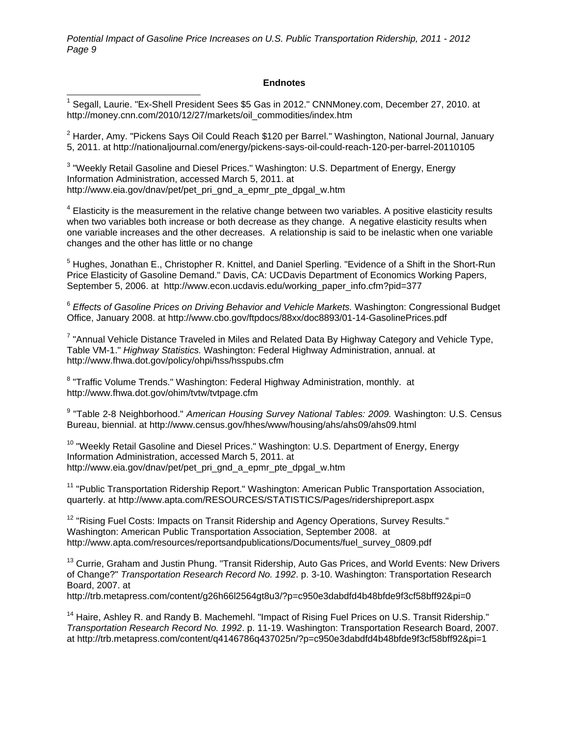**Endnotes**

[1] Segall, Laurie. "Ex-Shell President Sees $5 Gas in 2012." CNNMoney.com, December 27, 2010. at http://money.cnn.com/2010/12/27/markets/oil_commodities/index.htm

[2] Harder, Amy. "Pickens Says Oil Could Reach $120 per Barrel." Washington, National Journal, January 5, 2011. at http://nationaljournal.com/energy/pickens-says-oil-could-reach-120-per-barrel-20110105

[3] "Weekly Retail Gasoline and Diesel Prices." Washington: U.S. Department of Energy, Energy Information Administration, accessed March 5, 2011. at http://www.eia.gov/dnav/pet/pet_pri_gnd_a_epmr_pte_dpgal_w.htm

[4] Elasticity is the measurement in the relative change between two variables. A positive elasticity results when two variables both increase or both decrease as they change. A negative elasticity results when one variable increases and the other decreases. A relationship is said to be inelastic when one variable changes and the other has little or no change

[5] Hughes, Jonathan E., Christopher R. Knittel, and Daniel Sperling. "Evidence of a Shift in the Short-Run Price Elasticity of Gasoline Demand." Davis, CA: UCDavis Department of Economics Working Papers, September 5, 2006. at http://www.econ.ucdavis.edu/working_paper_info.cfm?pid=377

[6] *Effects of Gasoline Prices on Driving Behavior and Vehicle Markets.* Washington: Congressional Budget Office, January 2008. at http://www.cbo.gov/ftpdocs/88xx/doc8893/01-14-GasolinePrices.pdf

[7] "Annual Vehicle Distance Traveled in Miles and Related Data By Highway Category and Vehicle Type, Table VM-1." *Highway Statistics.* Washington: Federal Highway Administration, annual. at http://www.fhwa.dot.gov/policy/ohpi/hss/hsspubs.cfm

[8] "Traffic Volume Trends." Washington: Federal Highway Administration, monthly. at http://www.fhwa.dot.gov/ohim/tvtw/tvtpage.cfm

[9] "Table 2-8 Neighborhood." *American Housing Survey National Tables: 2009.* Washington: U.S. Census Bureau, biennial. at http://www.census.gov/hhes/www/housing/ahs/ahs09/ahs09.html

[10] "Weekly Retail Gasoline and Diesel Prices." Washington: U.S. Department of Energy, Energy Information Administration, accessed March 5, 2011. at http://www.eia.gov/dnav/pet/pet_pri_gnd_a_epmr_pte_dpgal_w.htm

[11] "Public Transportation Ridership Report." Washington: American Public Transportation Association, quarterly. at http://www.apta.com/RESOURCES/STATISTICS/Pages/ridershipreport.aspx

[12] "Rising Fuel Costs: Impacts on Transit Ridership and Agency Operations, Survey Results." Washington: American Public Transportation Association, September 2008. at http://www.apta.com/resources/reportsandpublications/Documents/fuel_survey_0809.pdf

[13] Currie, Graham and Justin Phung. "Transit Ridership, Auto Gas Prices, and World Events: New Drivers of Change?" *Transportation Research Record No. 1992*. p. 3-10. Washington: Transportation Research Board, 2007. at http://trb.metapress.com/content/g26h66l2564gt8u3/?p=c950e3dabdfd4b48bfde9f3cf58bff92&pi=0

[14] Haire, Ashley R. and Randy B. Machemehl. "Impact of Rising Fuel Prices on U.S. Transit Ridership." *Transportation Research Record No. 1992*. p. 11-19. Washington: Transportation Research Board, 2007. at http://trb.metapress.com/content/q4146786q437025n/?p=c950e3dabdfd4b48bfde9f3cf58bff92&pi=1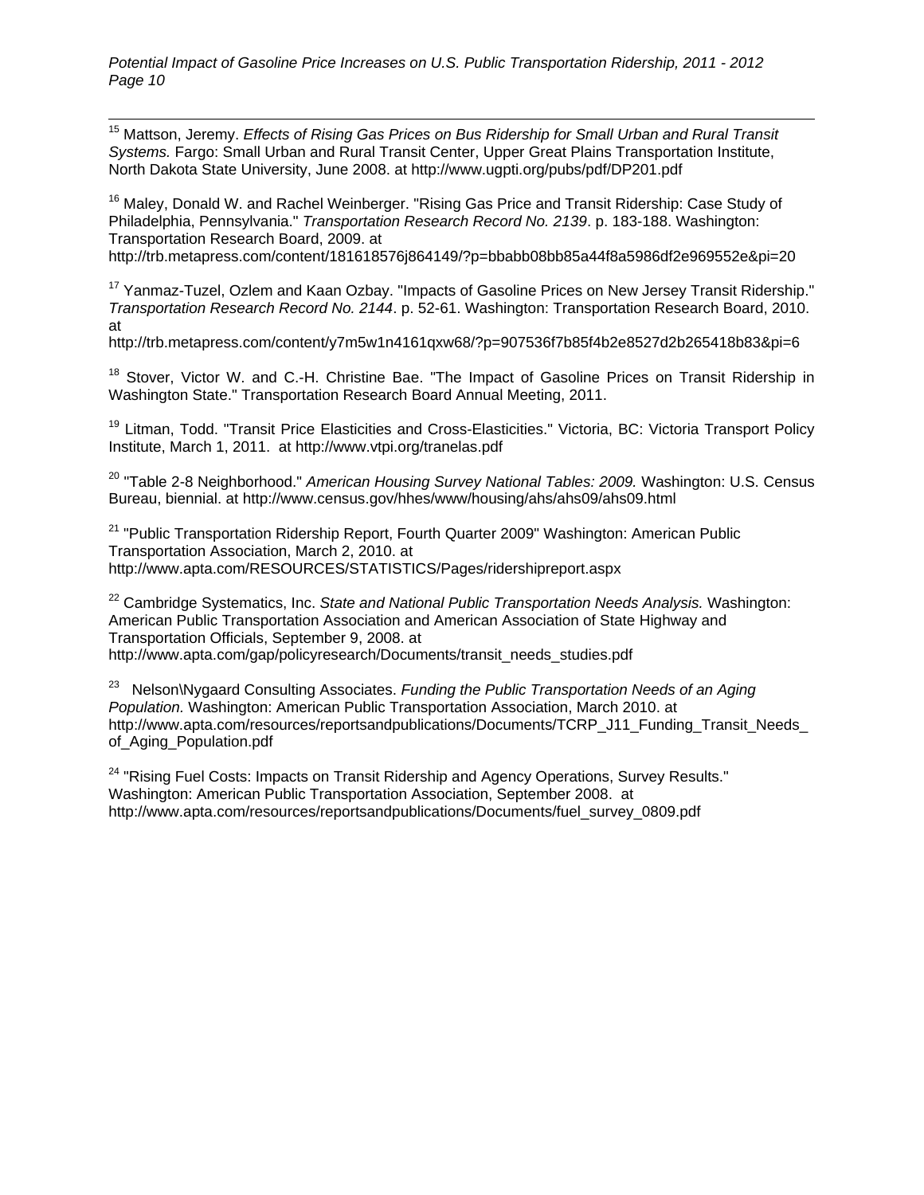[15] Mattson, Jeremy. *Effects of Rising Gas Prices on Bus Ridership for Small Urban and Rural Transit Systems.* Fargo: Small Urban and Rural Transit Center, Upper Great Plains Transportation Institute, North Dakota State University, June 2008. at http://www.ugpti.org/pubs/pdf/DP201.pdf

[16] Maley, Donald W. and Rachel Weinberger. "Rising Gas Price and Transit Ridership: Case Study of Philadelphia, Pennsylvania." *Transportation Research Record No. 2139*. p. 183-188. Washington: Transportation Research Board, 2009. at http://trb.metapress.com/content/181618576j864149/?p=bbabb08bb85a44f8a5986df2e969552e&pi=20

[17] Yanmaz-Tuzel, Ozlem and Kaan Ozbay. "Impacts of Gasoline Prices on New Jersey Transit Ridership." *Transportation Research Record No. 2144*. p. 52-61. Washington: Transportation Research Board, 2010. at http://trb.metapress.com/content/y7m5w1n4161qxw68/?p=907536f7b85f4b2e8527d2b265418b83&pi=6

[18] Stover, Victor W. and C.-H. Christine Bae. "The Impact of Gasoline Prices on Transit Ridership in Washington State." Transportation Research Board Annual Meeting, 2011.

[19] Litman, Todd. "Transit Price Elasticities and Cross-Elasticities." Victoria, BC: Victoria Transport Policy Institute, March 1, 2011. at http://www.vtpi.org/tranelas.pdf

[20] "Table 2-8 Neighborhood." *American Housing Survey National Tables: 2009.* Washington: U.S. Census Bureau, biennial. at http://www.census.gov/hhes/www/housing/ahs/ahs09/ahs09.html

[21] "Public Transportation Ridership Report, Fourth Quarter 2009" Washington: American Public Transportation Association, March 2, 2010. at http://www.apta.com/RESOURCES/STATISTICS/Pages/ridershipreport.aspx

[22] Cambridge Systematics, Inc. *State and National Public Transportation Needs Analysis.* Washington: American Public Transportation Association and American Association of State Highway and Transportation Officials, September 9, 2008. at http://www.apta.com/gap/policyresearch/Documents/transit_needs_studies.pdf

[23] Nelson\Nygaard Consulting Associates. *Funding the Public Transportation Needs of an Aging Population.* Washington: American Public Transportation Association, March 2010. at http://www.apta.com/resources/reportsandpublications/Documents/TCRP_J11_Funding_Transit_Needs_of_Aging_Population.pdf

[24] "Rising Fuel Costs: Impacts on Transit Ridership and Agency Operations, Survey Results." Washington: American Public Transportation Association, September 2008. at http://www.apta.com/resources/reportsandpublications/Documents/fuel_survey_0809.pdf